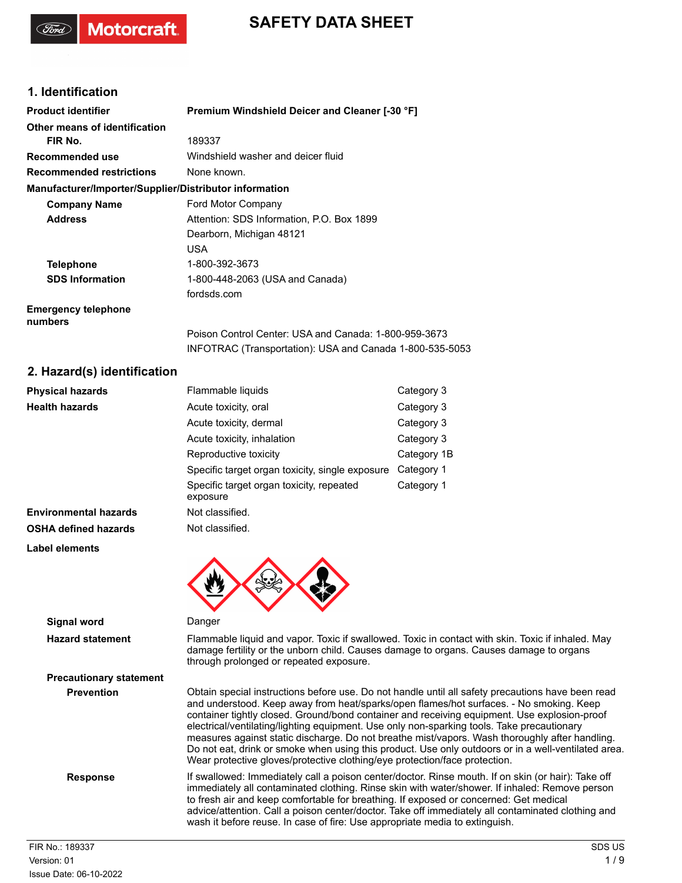# SAFETY DATA SHEET

## 1. Identification

| | |
|---|---|
| **Product identifier** | **Premium Windshield Deicer and Cleaner [-30 °F]** |
| **Other means of identification** | |
| **FIR No.** | 189337 |
| **Recommended use** | Windshield washer and deicer fluid |
| **Recommended restrictions** | None known. |

**Manufacturer/Importer/Supplier/Distributor information**

| | |
|---|---|
| **Company Name** | Ford Motor Company |
| **Address** | Attention: SDS Information, P.O. Box 1899<br>Dearborn, Michigan 48121<br>USA |
| **Telephone** | 1-800-392-3673 |
| **SDS Information** | 1-800-448-2063 (USA and Canada)<br>fordsds.com |
| **Emergency telephone numbers** | Poison Control Center: USA and Canada: 1-800-959-3673<br>INFOTRAC (Transportation): USA and Canada 1-800-535-5053 |

## 2. Hazard(s) identification

| | | |
|---|---|---|
| **Physical hazards** | Flammable liquids | Category 3 |
| **Health hazards** | Acute toxicity, oral | Category 3 |
| | Acute toxicity, dermal | Category 3 |
| | Acute toxicity, inhalation | Category 3 |
| | Reproductive toxicity | Category 1B |
| | Specific target organ toxicity, single exposure | Category 1 |
| | Specific target organ toxicity, repeated exposure | Category 1 |
| **Environmental hazards** | Not classified. | |
| **OSHA defined hazards** | Not classified. | |

**Label elements**

**Signal word** Danger

**Hazard statement** Flammable liquid and vapor. Toxic if swallowed. Toxic in contact with skin. Toxic if inhaled. May damage fertility or the unborn child. Causes damage to organs. Causes damage to organs through prolonged or repeated exposure.

**Precautionary statement**

**Prevention** Obtain special instructions before use. Do not handle until all safety precautions have been read and understood. Keep away from heat/sparks/open flames/hot surfaces. - No smoking. Keep container tightly closed. Ground/bond container and receiving equipment. Use explosion-proof electrical/ventilating/lighting equipment. Use only non-sparking tools. Take precautionary measures against static discharge. Do not breathe mist/vapors. Wash thoroughly after handling. Do not eat, drink or smoke when using this product. Use only outdoors or in a well-ventilated area. Wear protective gloves/protective clothing/eye protection/face protection.

**Response** If swallowed: Immediately call a poison center/doctor. Rinse mouth. If on skin (or hair): Take off immediately all contaminated clothing. Rinse skin with water/shower. If inhaled: Remove person to fresh air and keep comfortable for breathing. If exposed or concerned: Get medical advice/attention. Call a poison center/doctor. Take off immediately all contaminated clothing and wash it before reuse. In case of fire: Use appropriate media to extinguish.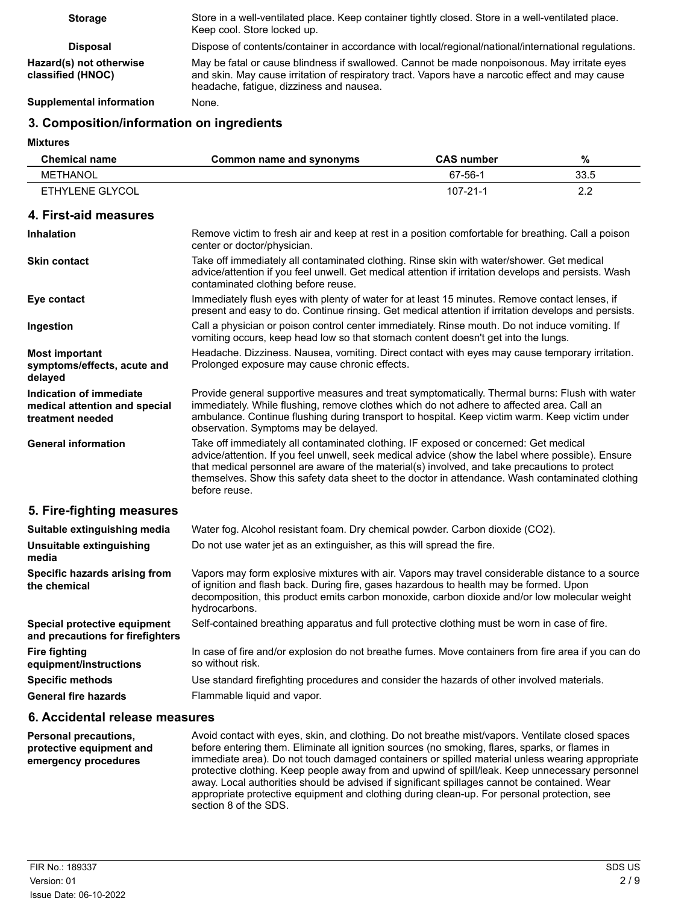**Storage**: Store in a well-ventilated place. Keep container tightly closed. Store in a well-ventilated place. Keep cool. Store locked up.

**Disposal**: Dispose of contents/container in accordance with local/regional/national/international regulations.

**Hazard(s) not otherwise classified (HNOC)**: May be fatal or cause blindness if swallowed. Cannot be made nonpoisonous. May irritate eyes and skin. May cause irritation of respiratory tract. Vapors have a narcotic effect and may cause headache, fatigue, dizziness and nausea.

**Supplemental information**: None.

## 3. Composition/information on ingredients

**Mixtures**

| Chemical name | Common name and synonyms | CAS number | % |
|---|---|---|---|
| METHANOL | | 67-56-1 | 33.5 |
| ETHYLENE GLYCOL | | 107-21-1 | 2.2 |

## 4. First-aid measures

**Inhalation**: Remove victim to fresh air and keep at rest in a position comfortable for breathing. Call a poison center or doctor/physician.

**Skin contact**: Take off immediately all contaminated clothing. Rinse skin with water/shower. Get medical advice/attention if you feel unwell. Get medical attention if irritation develops and persists. Wash contaminated clothing before reuse.

**Eye contact**: Immediately flush eyes with plenty of water for at least 15 minutes. Remove contact lenses, if present and easy to do. Continue rinsing. Get medical attention if irritation develops and persists.

**Ingestion**: Call a physician or poison control center immediately. Rinse mouth. Do not induce vomiting. If vomiting occurs, keep head low so that stomach content doesn't get into the lungs.

**Most important symptoms/effects, acute and delayed**: Headache. Dizziness. Nausea, vomiting. Direct contact with eyes may cause temporary irritation. Prolonged exposure may cause chronic effects.

**Indication of immediate medical attention and special treatment needed**: Provide general supportive measures and treat symptomatically. Thermal burns: Flush with water immediately. While flushing, remove clothes which do not adhere to affected area. Call an ambulance. Continue flushing during transport to hospital. Keep victim warm. Keep victim under observation. Symptoms may be delayed.

**General information**: Take off immediately all contaminated clothing. IF exposed or concerned: Get medical advice/attention. If you feel unwell, seek medical advice (show the label where possible). Ensure that medical personnel are aware of the material(s) involved, and take precautions to protect themselves. Show this safety data sheet to the doctor in attendance. Wash contaminated clothing before reuse.

## 5. Fire-fighting measures

**Suitable extinguishing media**: Water fog. Alcohol resistant foam. Dry chemical powder. Carbon dioxide ($CO_2$).

**Unsuitable extinguishing media**: Do not use water jet as an extinguisher, as this will spread the fire.

**Specific hazards arising from the chemical**: Vapors may form explosive mixtures with air. Vapors may travel considerable distance to a source of ignition and flash back. During fire, gases hazardous to health may be formed. Upon decomposition, this product emits carbon monoxide, carbon dioxide and/or low molecular weight hydrocarbons.

**Special protective equipment and precautions for firefighters**: Self-contained breathing apparatus and full protective clothing must be worn in case of fire.

**Fire fighting equipment/instructions**: In case of fire and/or explosion do not breathe fumes. Move containers from fire area if you can do so without risk.

**Specific methods**: Use standard firefighting procedures and consider the hazards of other involved materials.

**General fire hazards**: Flammable liquid and vapor.

## 6. Accidental release measures

**Personal precautions, protective equipment and emergency procedures**: Avoid contact with eyes, skin, and clothing. Do not breathe mist/vapors. Ventilate closed spaces before entering them. Eliminate all ignition sources (no smoking, flares, sparks, or flames in immediate area). Do not touch damaged containers or spilled material unless wearing appropriate protective clothing. Keep people away from and upwind of spill/leak. Keep unnecessary personnel away. Local authorities should be advised if significant spillages cannot be contained. Wear appropriate protective equipment and clothing during clean-up. For personal protection, see section 8 of the SDS.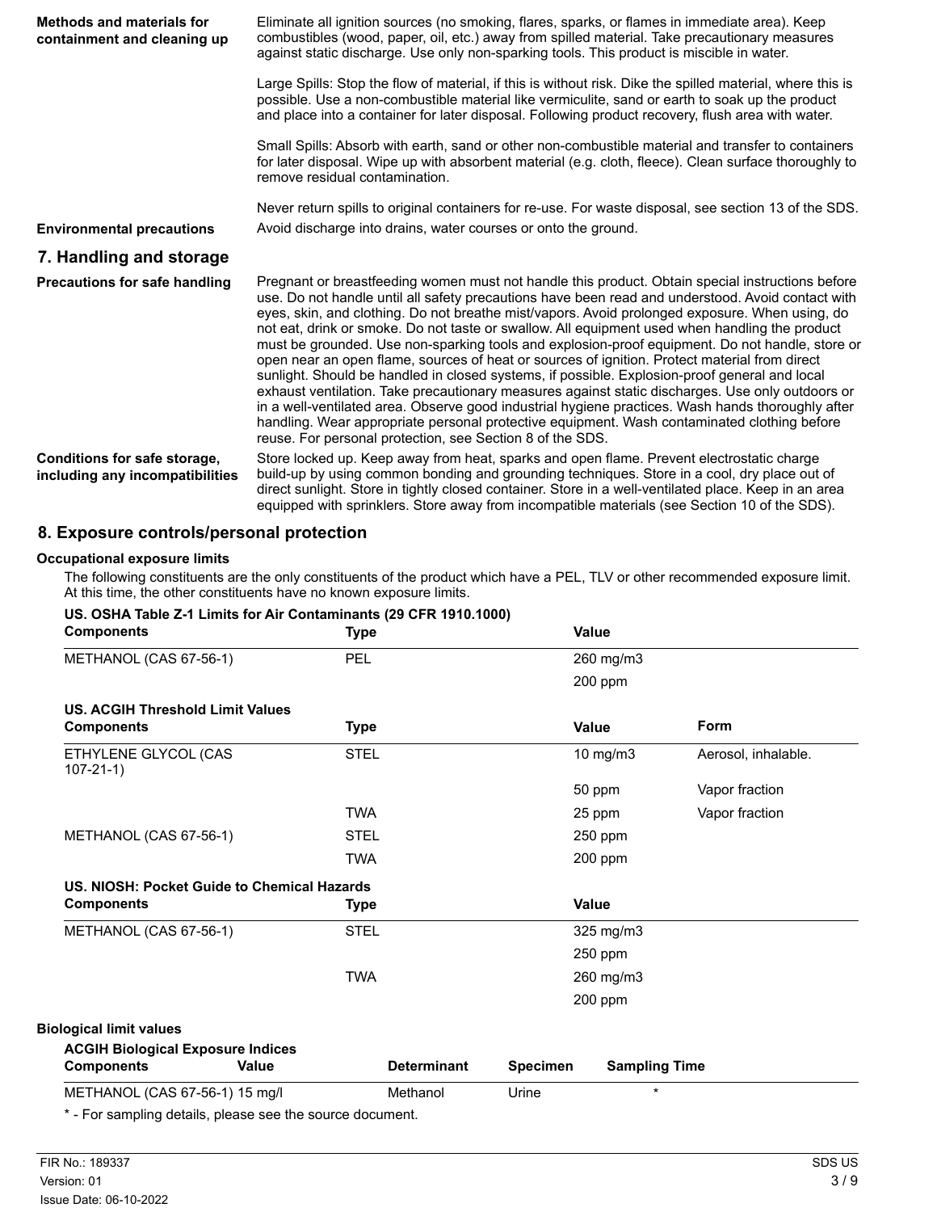**Methods and materials for containment and cleaning up**

Eliminate all ignition sources (no smoking, flares, sparks, or flames in immediate area). Keep combustibles (wood, paper, oil, etc.) away from spilled material. Take precautionary measures against static discharge. Use only non-sparking tools. This product is miscible in water.

Large Spills: Stop the flow of material, if this is without risk. Dike the spilled material, where this is possible. Use a non-combustible material like vermiculite, sand or earth to soak up the product and place into a container for later disposal. Following product recovery, flush area with water.

Small Spills: Absorb with earth, sand or other non-combustible material and transfer to containers for later disposal. Wipe up with absorbent material (e.g. cloth, fleece). Clean surface thoroughly to remove residual contamination.

Never return spills to original containers for re-use. For waste disposal, see section 13 of the SDS.

**Environmental precautions**

Avoid discharge into drains, water courses or onto the ground.

## 7. Handling and storage

**Precautions for safe handling**

Pregnant or breastfeeding women must not handle this product. Obtain special instructions before use. Do not handle until all safety precautions have been read and understood. Avoid contact with eyes, skin, and clothing. Do not breathe mist/vapors. Avoid prolonged exposure. When using, do not eat, drink or smoke. Do not taste or swallow. All equipment used when handling the product must be grounded. Use non-sparking tools and explosion-proof equipment. Do not handle, store or open near an open flame, sources of heat or sources of ignition. Protect material from direct sunlight. Should be handled in closed systems, if possible. Explosion-proof general and local exhaust ventilation. Take precautionary measures against static discharges. Use only outdoors or in a well-ventilated area. Observe good industrial hygiene practices. Wash hands thoroughly after handling. Wear appropriate personal protective equipment. Wash contaminated clothing before reuse. For personal protection, see Section 8 of the SDS.

**Conditions for safe storage, including any incompatibilities**

Store locked up. Keep away from heat, sparks and open flame. Prevent electrostatic charge build-up by using common bonding and grounding techniques. Store in a cool, dry place out of direct sunlight. Store in tightly closed container. Store in a well-ventilated place. Keep in an area equipped with sprinklers. Store away from incompatible materials (see Section 10 of the SDS).

## 8. Exposure controls/personal protection

**Occupational exposure limits**

The following constituents are the only constituents of the product which have a PEL, TLV or other recommended exposure limit. At this time, the other constituents have no known exposure limits.

**US. OSHA Table Z-1 Limits for Air Contaminants (29 CFR 1910.1000)**

| Components | Type | Value |
|---|---|---|
| METHANOL (CAS 67-56-1) | PEL | 260 mg/m3 |
| | | 200 ppm |

**US. ACGIH Threshold Limit Values**

| Components | Type | Value | Form |
|---|---|---|---|
| ETHYLENE GLYCOL (CAS 107-21-1) | STEL | 10 mg/m3 | Aerosol, inhalable. |
| | | 50 ppm | Vapor fraction |
| | TWA | 25 ppm | Vapor fraction |
| METHANOL (CAS 67-56-1) | STEL | 250 ppm | |
| | TWA | 200 ppm | |

**US. NIOSH: Pocket Guide to Chemical Hazards**

| Components | Type | Value |
|---|---|---|
| METHANOL (CAS 67-56-1) | STEL | 325 mg/m3 |
| | | 250 ppm |
| | TWA | 260 mg/m3 |
| | | 200 ppm |

**Biological limit values**

**ACGIH Biological Exposure Indices**

| Components | Value | Determinant | Specimen | Sampling Time |
|---|---|---|---|---|
| METHANOL (CAS 67-56-1) | 15 mg/l | Methanol | Urine | * |

* - For sampling details, please see the source document.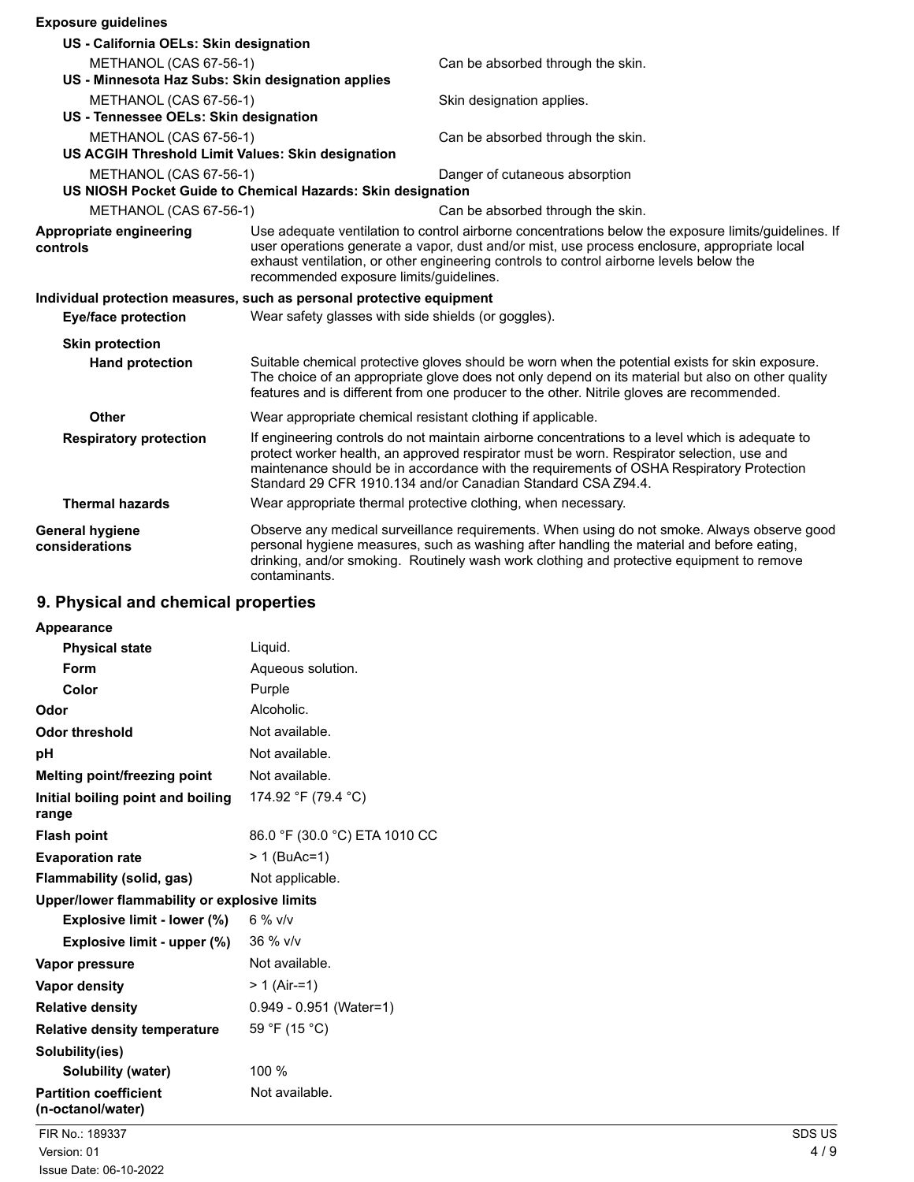**Exposure guidelines**

**US - California OELs: Skin designation**

| | |
|---|---|
| METHANOL (CAS 67-56-1) | Can be absorbed through the skin. |

**US - Minnesota Haz Subs: Skin designation applies**

| | |
|---|---|
| METHANOL (CAS 67-56-1) | Skin designation applies. |

**US - Tennessee OELs: Skin designation**

| | |
|---|---|
| METHANOL (CAS 67-56-1) | Can be absorbed through the skin. |

**US ACGIH Threshold Limit Values: Skin designation**

| | |
|---|---|
| METHANOL (CAS 67-56-1) | Danger of cutaneous absorption |

**US NIOSH Pocket Guide to Chemical Hazards: Skin designation**

| | |
|---|---|
| METHANOL (CAS 67-56-1) | Can be absorbed through the skin. |

**Appropriate engineering controls**
Use adequate ventilation to control airborne concentrations below the exposure limits/guidelines. If user operations generate a vapor, dust and/or mist, use process enclosure, appropriate local exhaust ventilation, or other engineering controls to control airborne levels below the recommended exposure limits/guidelines.

**Individual protection measures, such as personal protective equipment**

**Eye/face protection**
Wear safety glasses with side shields (or goggles).

**Skin protection**

**Hand protection**
Suitable chemical protective gloves should be worn when the potential exists for skin exposure. The choice of an appropriate glove does not only depend on its material but also on other quality features and is different from one producer to the other. Nitrile gloves are recommended.

**Other**
Wear appropriate chemical resistant clothing if applicable.

**Respiratory protection**
If engineering controls do not maintain airborne concentrations to a level which is adequate to protect worker health, an approved respirator must be worn. Respirator selection, use and maintenance should be in accordance with the requirements of OSHA Respiratory Protection Standard 29 CFR 1910.134 and/or Canadian Standard CSA Z94.4.

**Thermal hazards**
Wear appropriate thermal protective clothing, when necessary.

**General hygiene considerations**
Observe any medical surveillance requirements. When using do not smoke. Always observe good personal hygiene measures, such as washing after handling the material and before eating, drinking, and/or smoking. Routinely wash work clothing and protective equipment to remove contaminants.

## 9. Physical and chemical properties

| | |
|---|---|
| **Appearance** | |
| **Physical state** | Liquid. |
| **Form** | Aqueous solution. |
| **Color** | Purple |
| **Odor** | Alcoholic. |
| **Odor threshold** | Not available. |
| **pH** | Not available. |
| **Melting point/freezing point** | Not available. |
| **Initial boiling point and boiling range** | 174.92 °F (79.4 °C) |
| **Flash point** | 86.0 °F (30.0 °C) ETA 1010 CC |
| **Evaporation rate** | > 1 (BuAc=1) |
| **Flammability (solid, gas)** | Not applicable. |
| **Upper/lower flammability or explosive limits** | |
| **Explosive limit - lower (%)** | 6 % v/v |
| **Explosive limit - upper (%)** | 36 % v/v |
| **Vapor pressure** | Not available. |
| **Vapor density** | > 1 (Air-=1) |
| **Relative density** | 0.949 - 0.951 (Water=1) |
| **Relative density temperature** | 59 °F (15 °C) |
| **Solubility(ies)** | |
| **Solubility (water)** | 100 % |
| **Partition coefficient (n-octanol/water)** | Not available. |

FIR No.: 189337
Version: 01
Issue Date: 06-10-2022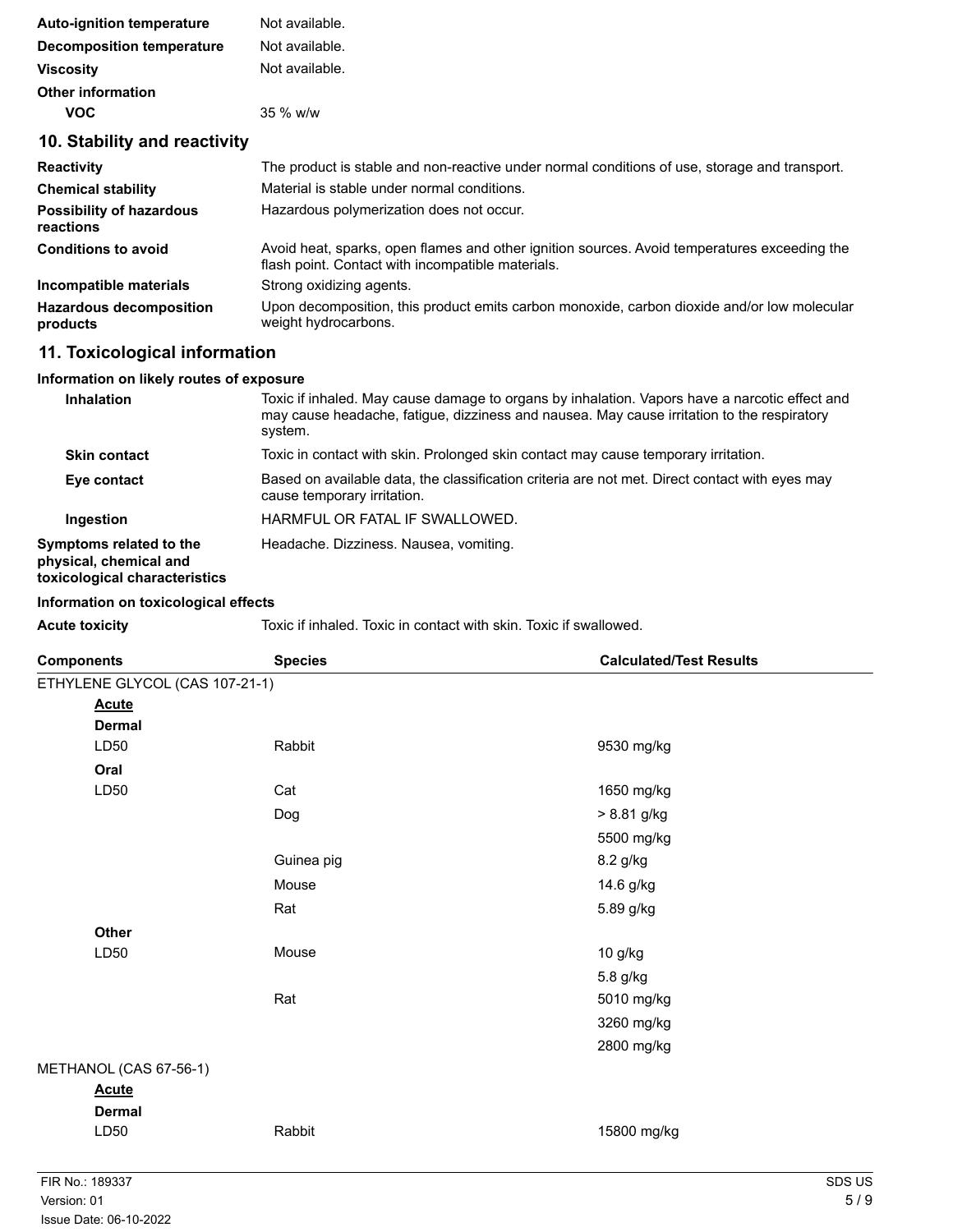| | |
|---|---|
| **Auto-ignition temperature** | Not available. |
| **Decomposition temperature** | Not available. |
| **Viscosity** | Not available. |
| **Other information** | |
| **VOC** | 35 % w/w |

## 10. Stability and reactivity

| | |
|---|---|
| **Reactivity** | The product is stable and non-reactive under normal conditions of use, storage and transport. |
| **Chemical stability** | Material is stable under normal conditions. |
| **Possibility of hazardous reactions** | Hazardous polymerization does not occur. |
| **Conditions to avoid** | Avoid heat, sparks, open flames and other ignition sources. Avoid temperatures exceeding the flash point. Contact with incompatible materials. |
| **Incompatible materials** | Strong oxidizing agents. |
| **Hazardous decomposition products** | Upon decomposition, this product emits carbon monoxide, carbon dioxide and/or low molecular weight hydrocarbons. |

## 11. Toxicological information

**Information on likely routes of exposure**

| | |
|---|---|
| **Inhalation** | Toxic if inhaled. May cause damage to organs by inhalation. Vapors have a narcotic effect and may cause headache, fatigue, dizziness and nausea. May cause irritation to the respiratory system. |
| **Skin contact** | Toxic in contact with skin. Prolonged skin contact may cause temporary irritation. |
| **Eye contact** | Based on available data, the classification criteria are not met. Direct contact with eyes may cause temporary irritation. |
| **Ingestion** | HARMFUL OR FATAL IF SWALLOWED. |
| **Symptoms related to the physical, chemical and toxicological characteristics** | Headache. Dizziness. Nausea, vomiting. |

**Information on toxicological effects**

| | |
|---|---|
| **Acute toxicity** | Toxic if inhaled. Toxic in contact with skin. Toxic if swallowed. |

| Components | Species | Calculated/Test Results |
|---|---|---|
| ETHYLENE GLYCOL (CAS 107-21-1) | | |
| **Acute** | | |
| **Dermal** | | |
| LD50 | Rabbit | 9530 mg/kg |
| **Oral** | | |
| LD50 | Cat | 1650 mg/kg |
| | Dog | > 8.81 g/kg |
| | | 5500 mg/kg |
| | Guinea pig | 8.2 g/kg |
| | Mouse | 14.6 g/kg |
| | Rat | 5.89 g/kg |
| **Other** | | |
| LD50 | Mouse | 10 g/kg |
| | | 5.8 g/kg |
| | Rat | 5010 mg/kg |
| | | 3260 mg/kg |
| | | 2800 mg/kg |
| METHANOL (CAS 67-56-1) | | |
| **Acute** | | |
| **Dermal** | | |
| LD50 | Rabbit | 15800 mg/kg |

FIR No.: 189337
Version: 01
Issue Date: 06-10-2022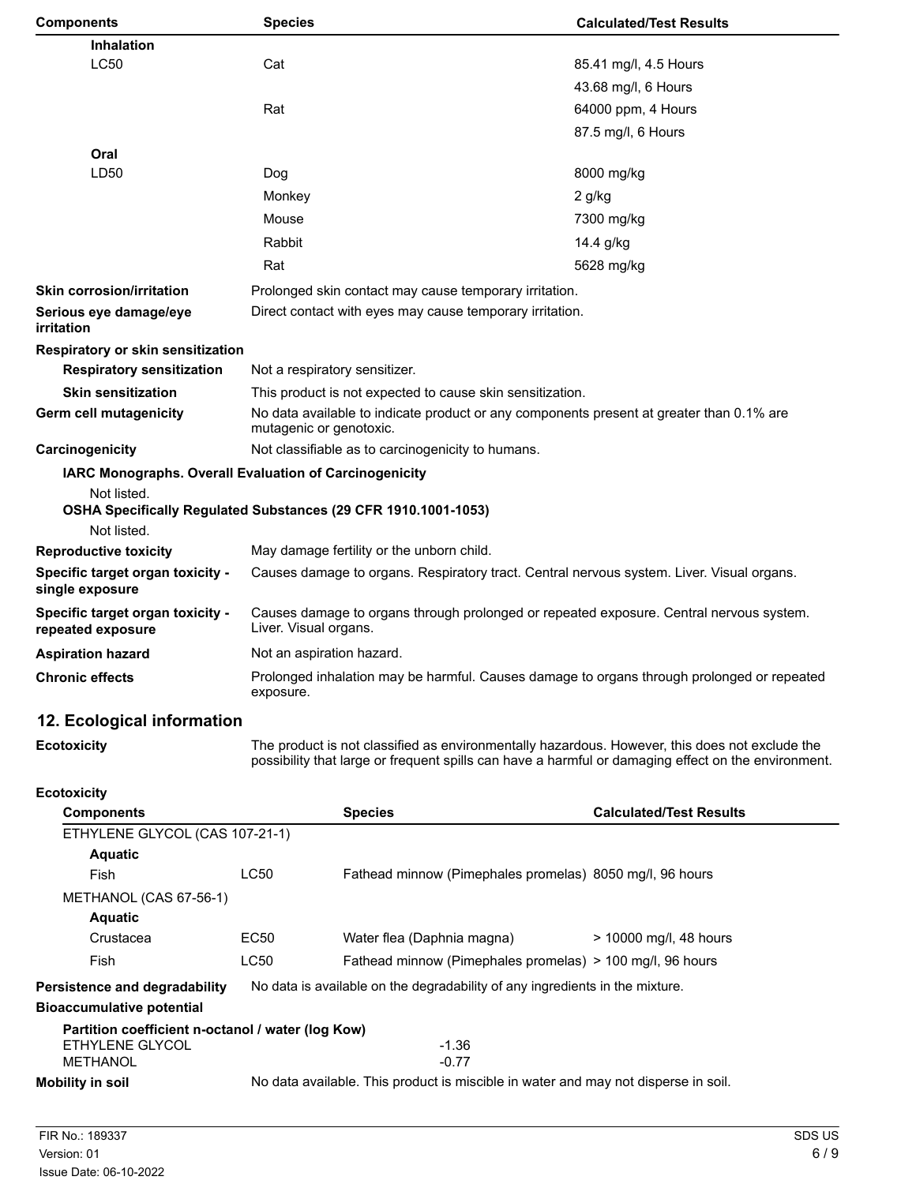| Components | Species | Calculated/Test Results |
|---|---|---|
| **Inhalation** | | |
| LC50 | Cat | 85.41 mg/l, 4.5 Hours |
| | | 43.68 mg/l, 6 Hours |
| | Rat | 64000 ppm, 4 Hours |
| | | 87.5 mg/l, 6 Hours |
| **Oral** | | |
| LD50 | Dog | 8000 mg/kg |
| | Monkey | 2 g/kg |
| | Mouse | 7300 mg/kg |
| | Rabbit | 14.4 g/kg |
| | Rat | 5628 mg/kg |

**Skin corrosion/irritation** Prolonged skin contact may cause temporary irritation.

**Serious eye damage/eye irritation** Direct contact with eyes may cause temporary irritation.

**Respiratory or skin sensitization**

**Respiratory sensitization** Not a respiratory sensitizer.

**Skin sensitization** This product is not expected to cause skin sensitization.

**Germ cell mutagenicity** No data available to indicate product or any components present at greater than 0.1% are mutagenic or genotoxic.

**Carcinogenicity** Not classifiable as to carcinogenicity to humans.

**IARC Monographs. Overall Evaluation of Carcinogenicity**

Not listed.

**OSHA Specifically Regulated Substances (29 CFR 1910.1001-1053)**

Not listed.

**Reproductive toxicity** May damage fertility or the unborn child.

**Specific target organ toxicity - single exposure** Causes damage to organs. Respiratory tract. Central nervous system. Liver. Visual organs.

**Specific target organ toxicity - repeated exposure** Causes damage to organs through prolonged or repeated exposure. Central nervous system. Liver. Visual organs.

**Aspiration hazard** Not an aspiration hazard.

**Chronic effects** Prolonged inhalation may be harmful. Causes damage to organs through prolonged or repeated exposure.

## 12. Ecological information

**Ecotoxicity** The product is not classified as environmentally hazardous. However, this does not exclude the possibility that large or frequent spills can have a harmful or damaging effect on the environment.

**Ecotoxicity**

| Components | | Species | Calculated/Test Results |
|---|---|---|---|
| ETHYLENE GLYCOL (CAS 107-21-1) | | | |
| **Aquatic** | | | |
| Fish | LC50 | Fathead minnow (Pimephales promelas) | 8050 mg/l, 96 hours |
| METHANOL (CAS 67-56-1) | | | |
| **Aquatic** | | | |
| Crustacea | EC50 | Water flea (Daphnia magna) | > 10000 mg/l, 48 hours |
| Fish | LC50 | Fathead minnow (Pimephales promelas) | > 100 mg/l, 96 hours |

**Persistence and degradability** No data is available on the degradability of any ingredients in the mixture.

**Bioaccumulative potential**

**Partition coefficient n-octanol / water (log Kow)**

| | |
|---|---|
| ETHYLENE GLYCOL | -1.36 |
| METHANOL | -0.77 |

**Mobility in soil** No data available. This product is miscible in water and may not disperse in soil.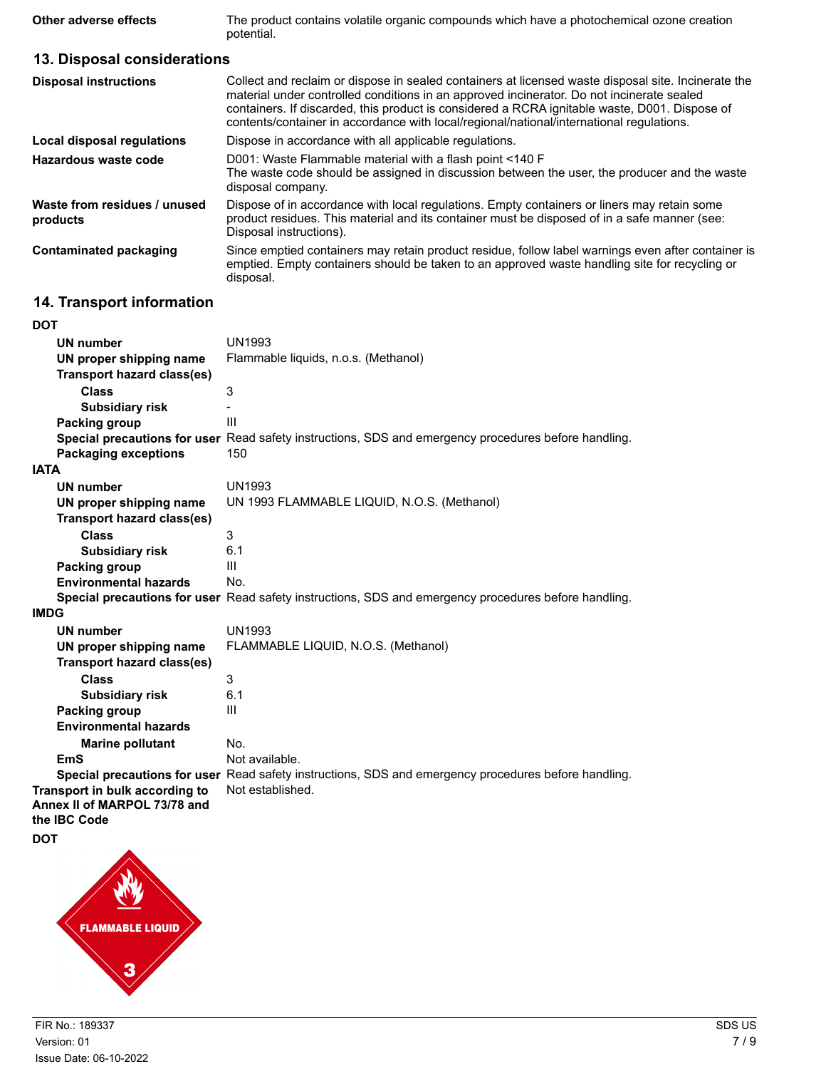| | |
|---|---|
| **Other adverse effects** | The product contains volatile organic compounds which have a photochemical ozone creation potential. |

## 13. Disposal considerations

| | |
|---|---|
| **Disposal instructions** | Collect and reclaim or dispose in sealed containers at licensed waste disposal site. Incinerate the material under controlled conditions in an approved incinerator. Do not incinerate sealed containers. If discarded, this product is considered a RCRA ignitable waste, D001. Dispose of contents/container in accordance with local/regional/national/international regulations. |
| **Local disposal regulations** | Dispose in accordance with all applicable regulations. |
| **Hazardous waste code** | D001: Waste Flammable material with a flash point <140 F<br>The waste code should be assigned in discussion between the user, the producer and the waste disposal company. |
| **Waste from residues / unused products** | Dispose of in accordance with local regulations. Empty containers or liners may retain some product residues. This material and its container must be disposed of in a safe manner (see: Disposal instructions). |
| **Contaminated packaging** | Since emptied containers may retain product residue, follow label warnings even after container is emptied. Empty containers should be taken to an approved waste handling site for recycling or disposal. |

## 14. Transport information

**DOT**

| | |
|---|---|
| **UN number** | UN1993 |
| **UN proper shipping name** | Flammable liquids, n.o.s. (Methanol) |
| **Transport hazard class(es)** | |
| **Class** | 3 |
| **Subsidiary risk** | - |
| **Packing group** | III |
| **Special precautions for user** | Read safety instructions, SDS and emergency procedures before handling. |
| **Packaging exceptions** | 150 |

**IATA**

| | |
|---|---|
| **UN number** | UN1993 |
| **UN proper shipping name** | UN 1993 FLAMMABLE LIQUID, N.O.S. (Methanol) |
| **Transport hazard class(es)** | |
| **Class** | 3 |
| **Subsidiary risk** | 6.1 |
| **Packing group** | III |
| **Environmental hazards** | No. |
| **Special precautions for user** | Read safety instructions, SDS and emergency procedures before handling. |

**IMDG**

| | |
|---|---|
| **UN number** | UN1993 |
| **UN proper shipping name** | FLAMMABLE LIQUID, N.O.S. (Methanol) |
| **Transport hazard class(es)** | |
| **Class** | 3 |
| **Subsidiary risk** | 6.1 |
| **Packing group** | III |
| **Environmental hazards** | |
| **Marine pollutant** | No. |
| **EmS** | Not available. |
| **Special precautions for user** | Read safety instructions, SDS and emergency procedures before handling. |
| **Transport in bulk according to Annex II of MARPOL 73/78 and the IBC Code** | Not established. |

**DOT**

FLAMMABLE LIQUID 3

FIR No.: 189337
Version: 01
Issue Date: 06-10-2022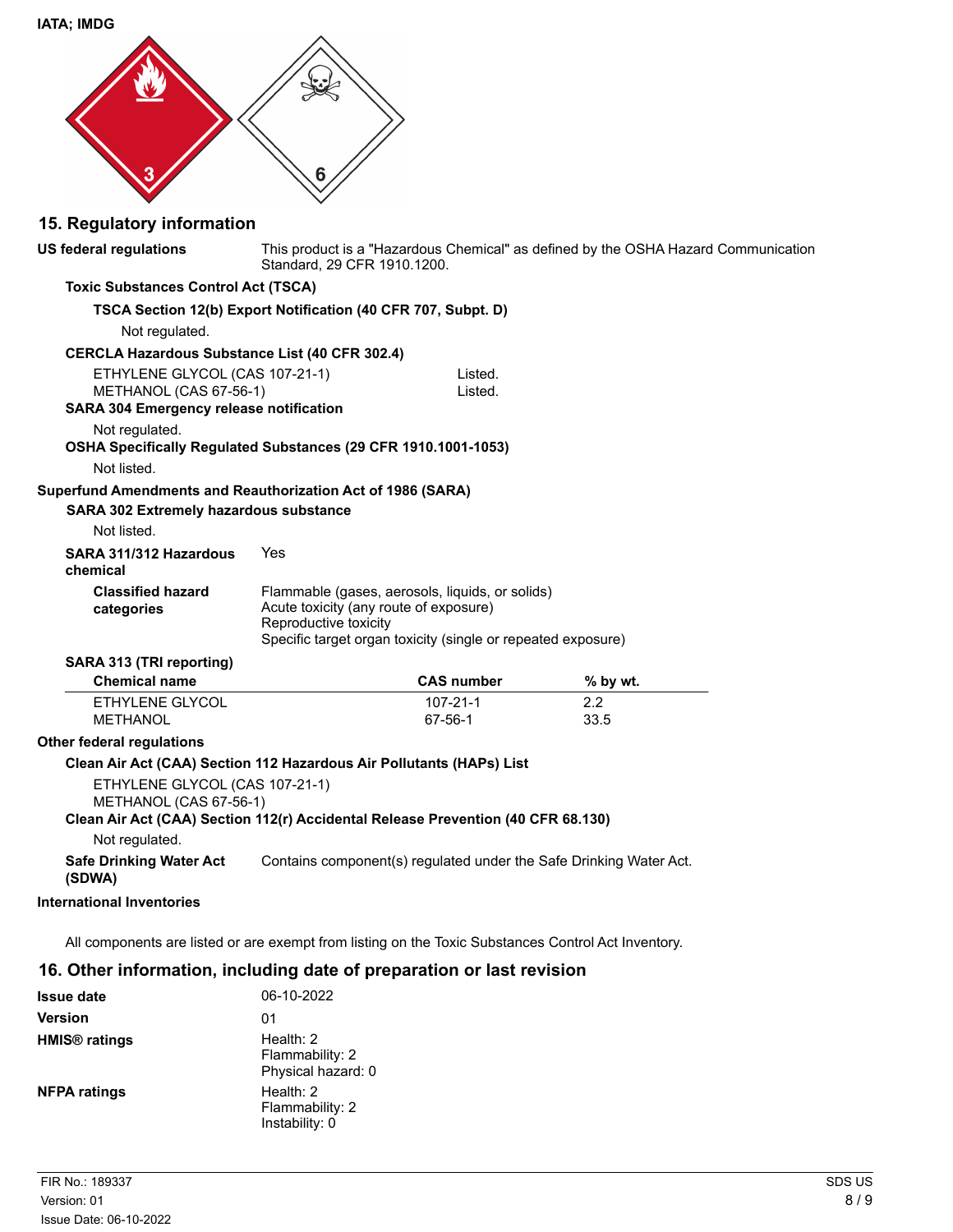**IATA; IMDG**

## 15. Regulatory information

**US federal regulations** This product is a "Hazardous Chemical" as defined by the OSHA Hazard Communication Standard, 29 CFR 1910.1200.

**Toxic Substances Control Act (TSCA)**

**TSCA Section 12(b) Export Notification (40 CFR 707, Subpt. D)**

Not regulated.

**CERCLA Hazardous Substance List (40 CFR 302.4)**

| | |
|---|---|
| ETHYLENE GLYCOL (CAS 107-21-1) | Listed. |
| METHANOL (CAS 67-56-1) | Listed. |

**SARA 304 Emergency release notification**

Not regulated.

**OSHA Specifically Regulated Substances (29 CFR 1910.1001-1053)**

Not listed.

**Superfund Amendments and Reauthorization Act of 1986 (SARA)**

**SARA 302 Extremely hazardous substance**

Not listed.

**SARA 311/312 Hazardous chemical** Yes

**Classified hazard categories**
Flammable (gases, aerosols, liquids, or solids)
Acute toxicity (any route of exposure)
Reproductive toxicity
Specific target organ toxicity (single or repeated exposure)

**SARA 313 (TRI reporting)**

| Chemical name | CAS number | % by wt. |
|---|---|---|
| ETHYLENE GLYCOL | 107-21-1 | 2.2 |
| METHANOL | 67-56-1 | 33.5 |

**Other federal regulations**

**Clean Air Act (CAA) Section 112 Hazardous Air Pollutants (HAPs) List**

ETHYLENE GLYCOL (CAS 107-21-1)
METHANOL (CAS 67-56-1)

**Clean Air Act (CAA) Section 112(r) Accidental Release Prevention (40 CFR 68.130)**

Not regulated.

**Safe Drinking Water Act (SDWA)** Contains component(s) regulated under the Safe Drinking Water Act.

**International Inventories**

All components are listed or are exempt from listing on the Toxic Substances Control Act Inventory.

## 16. Other information, including date of preparation or last revision

**Issue date** 06-10-2022

**Version** 01

**HMIS® ratings**
Health: 2
Flammability: 2
Physical hazard: 0

**NFPA ratings**
Health: 2
Flammability: 2
Instability: 0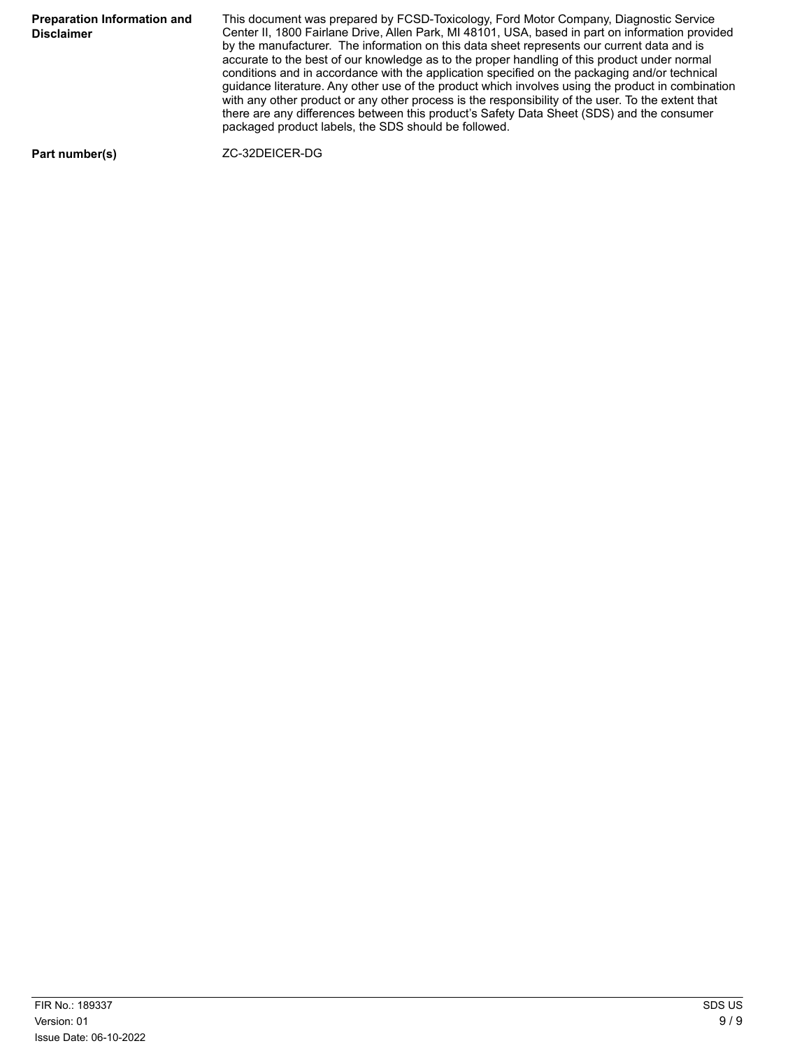**Preparation Information and Disclaimer**

This document was prepared by FCSD-Toxicology, Ford Motor Company, Diagnostic Service Center II, 1800 Fairlane Drive, Allen Park, MI 48101, USA, based in part on information provided by the manufacturer. The information on this data sheet represents our current data and is accurate to the best of our knowledge as to the proper handling of this product under normal conditions and in accordance with the application specified on the packaging and/or technical guidance literature. Any other use of the product which involves using the product in combination with any other product or any other process is the responsibility of the user. To the extent that there are any differences between this product's Safety Data Sheet (SDS) and the consumer packaged product labels, the SDS should be followed.

**Part number(s)**

ZC-32DEICER-DG